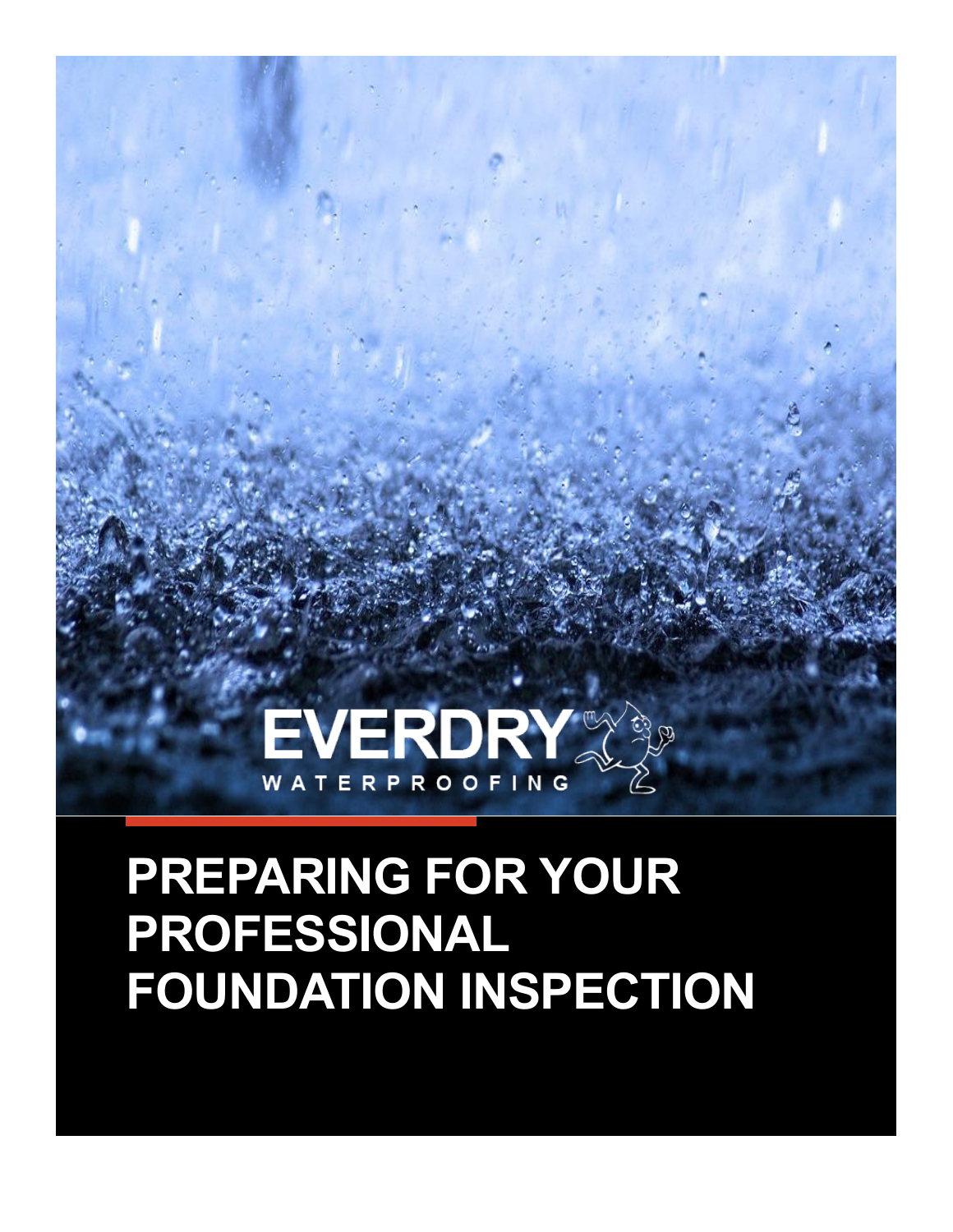EVERDRY
WATERPROOFING

# PREPARING FOR YOUR PROFESSIONAL FOUNDATION INSPECTION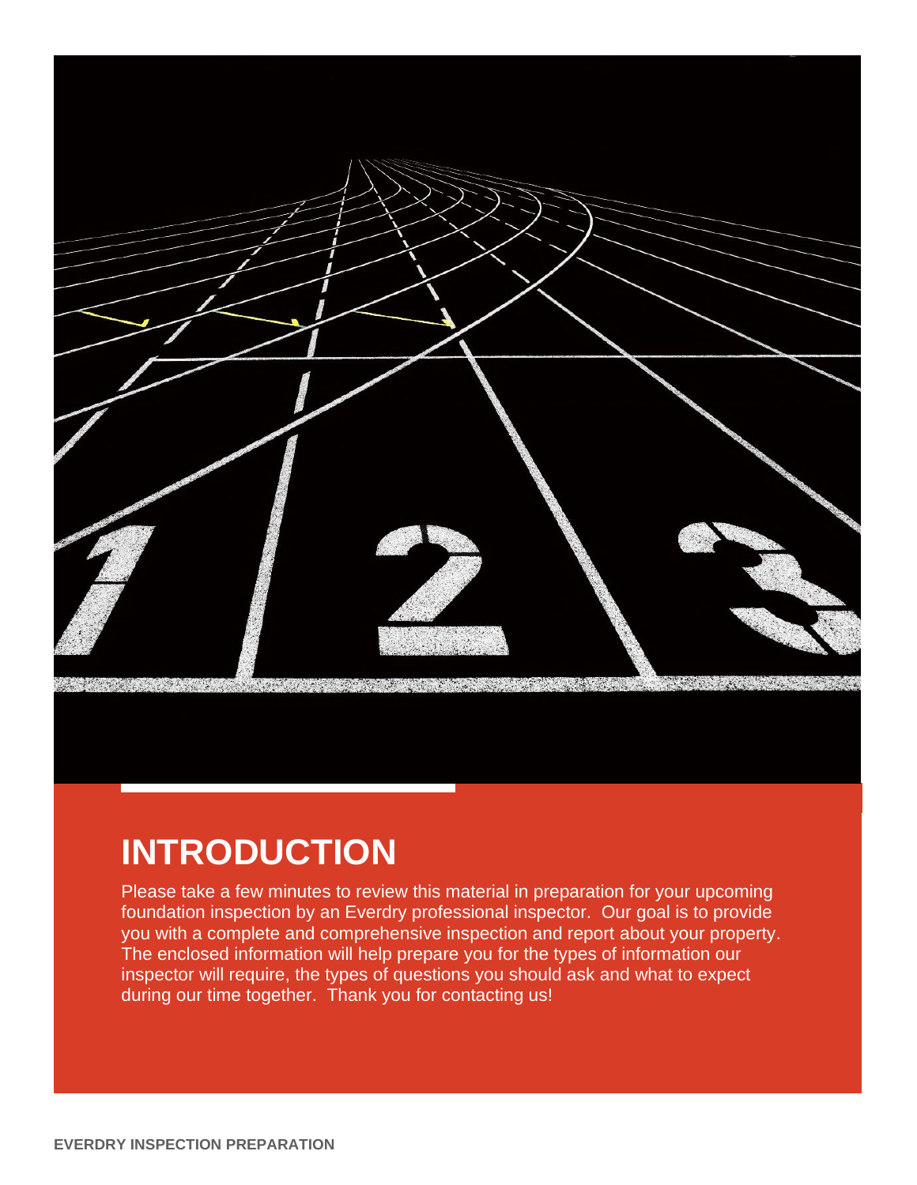# INTRODUCTION

Please take a few minutes to review this material in preparation for your upcoming foundation inspection by an Everdry professional inspector. Our goal is to provide you with a complete and comprehensive inspection and report about your property. The enclosed information will help prepare you for the types of information our inspector will require, the types of questions you should ask and what to expect during our time together. Thank you for contacting us!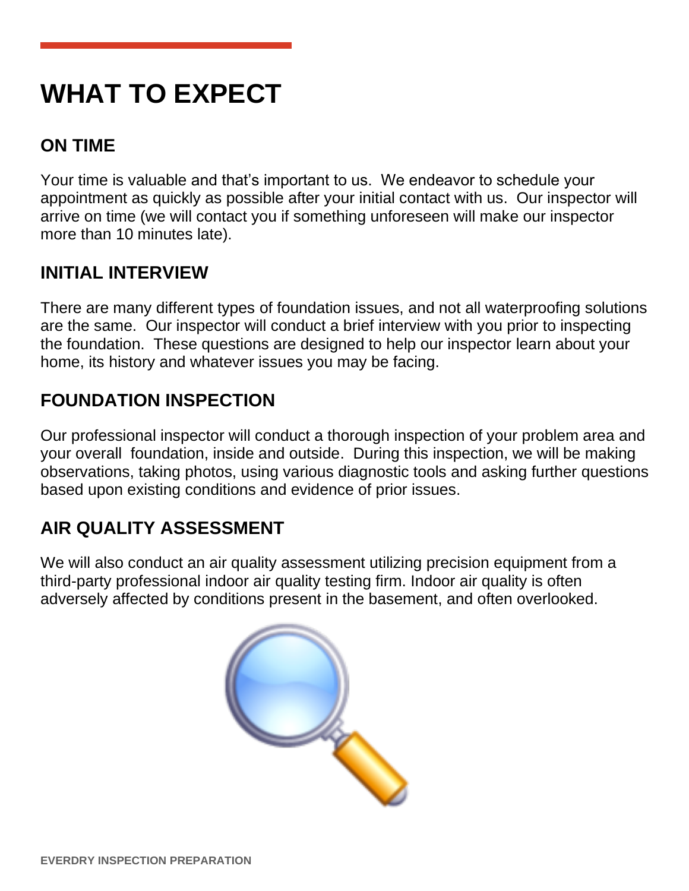# WHAT TO EXPECT

## ON TIME

Your time is valuable and that's important to us. We endeavor to schedule your appointment as quickly as possible after your initial contact with us. Our inspector will arrive on time (we will contact you if something unforeseen will make our inspector more than 10 minutes late).

## INITIAL INTERVIEW

There are many different types of foundation issues, and not all waterproofing solutions are the same. Our inspector will conduct a brief interview with you prior to inspecting the foundation. These questions are designed to help our inspector learn about your home, its history and whatever issues you may be facing.

## FOUNDATION INSPECTION

Our professional inspector will conduct a thorough inspection of your problem area and your overall foundation, inside and outside. During this inspection, we will be making observations, taking photos, using various diagnostic tools and asking further questions based upon existing conditions and evidence of prior issues.

## AIR QUALITY ASSESSMENT

We will also conduct an air quality assessment utilizing precision equipment from a third-party professional indoor air quality testing firm. Indoor air quality is often adversely affected by conditions present in the basement, and often overlooked.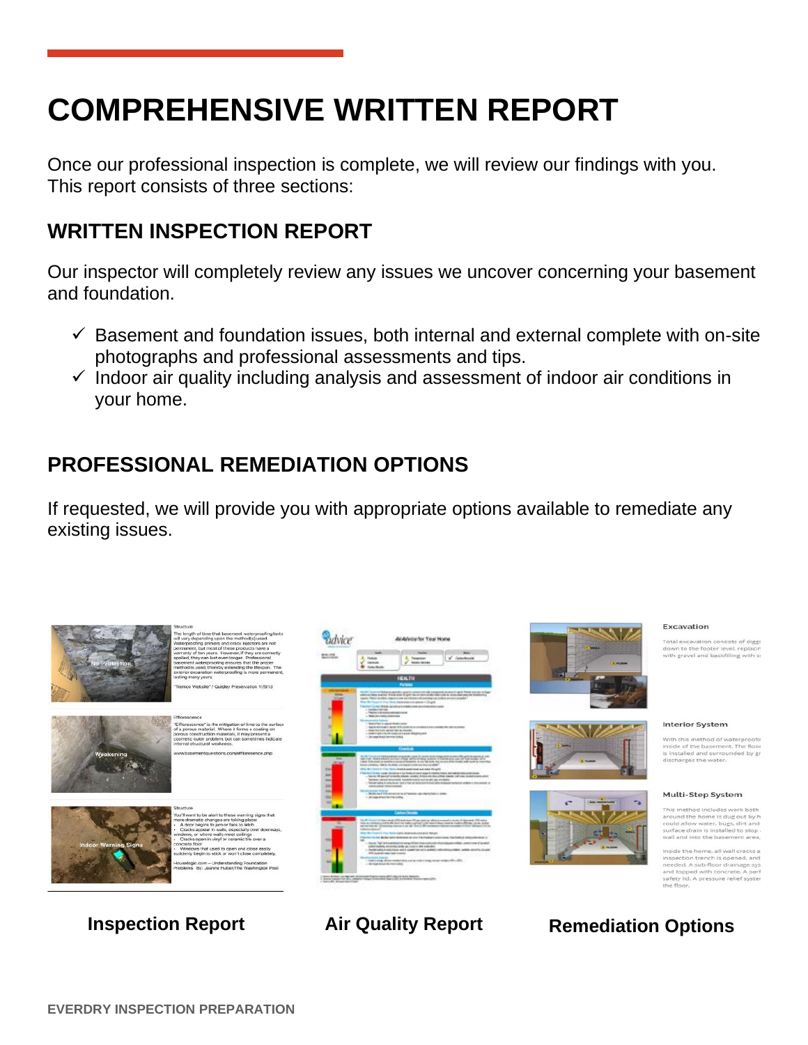# COMPREHENSIVE WRITTEN REPORT

Once our professional inspection is complete, we will review our findings with you. This report consists of three sections:

## WRITTEN INSPECTION REPORT

Our inspector will completely review any issues we uncover concerning your basement and foundation.

- ✓ Basement and foundation issues, both internal and external complete with on-site photographs and professional assessments and tips.
- ✓ Indoor air quality including analysis and assessment of indoor air conditions in your home.

## PROFESSIONAL REMEDIATION OPTIONS

If requested, we will provide you with appropriate options available to remediate any existing issues.

**Inspection Report** | **Air Quality Report** | **Remediation Options**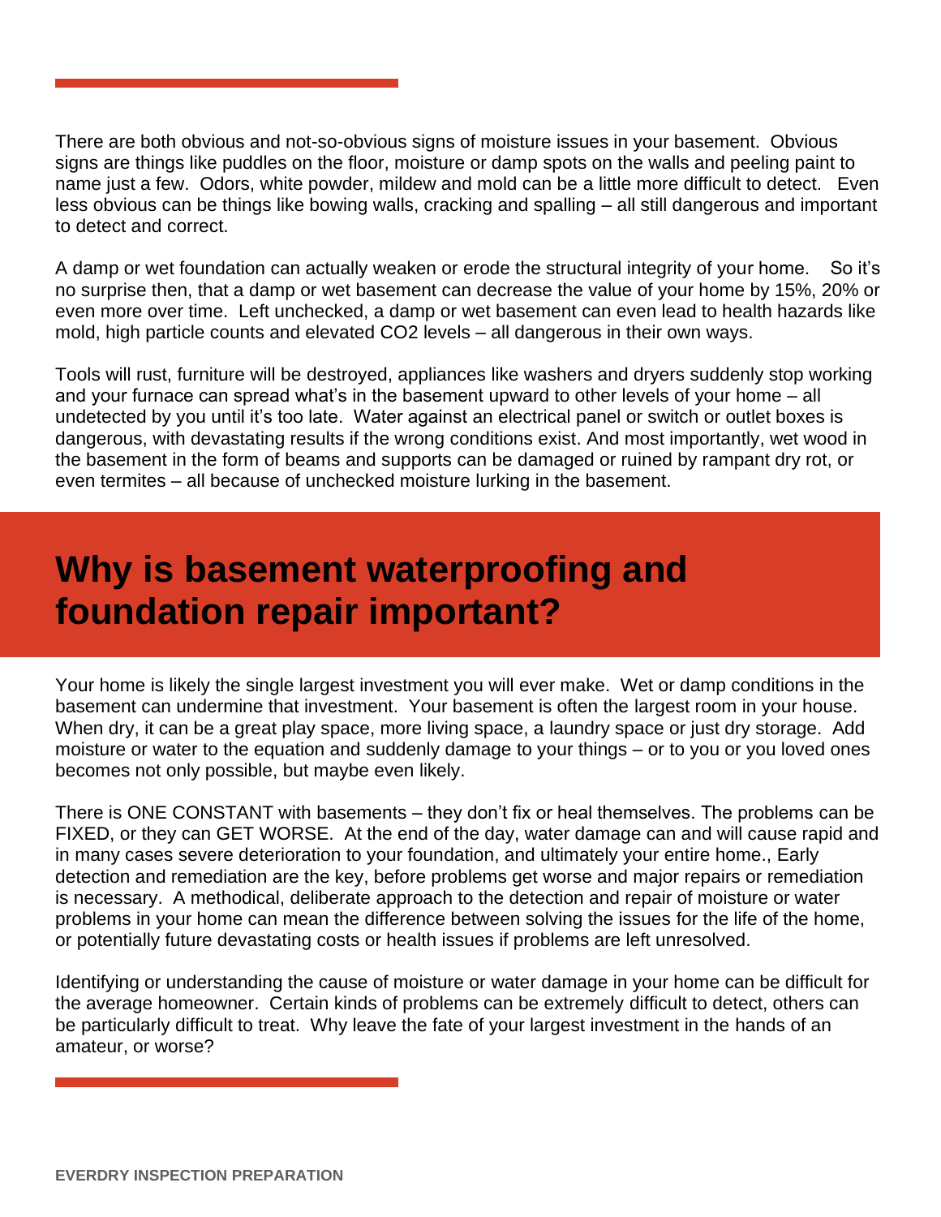There are both obvious and not-so-obvious signs of moisture issues in your basement. Obvious signs are things like puddles on the floor, moisture or damp spots on the walls and peeling paint to name just a few. Odors, white powder, mildew and mold can be a little more difficult to detect. Even less obvious can be things like bowing walls, cracking and spalling – all still dangerous and important to detect and correct.

A damp or wet foundation can actually weaken or erode the structural integrity of your home. So it's no surprise then, that a damp or wet basement can decrease the value of your home by 15%, 20% or even more over time. Left unchecked, a damp or wet basement can even lead to health hazards like mold, high particle counts and elevated $CO_2$ levels – all dangerous in their own ways.

Tools will rust, furniture will be destroyed, appliances like washers and dryers suddenly stop working and your furnace can spread what's in the basement upward to other levels of your home – all undetected by you until it's too late. Water against an electrical panel or switch or outlet boxes is dangerous, with devastating results if the wrong conditions exist. And most importantly, wet wood in the basement in the form of beams and supports can be damaged or ruined by rampant dry rot, or even termites – all because of unchecked moisture lurking in the basement.

# Why is basement waterproofing and foundation repair important?

Your home is likely the single largest investment you will ever make. Wet or damp conditions in the basement can undermine that investment. Your basement is often the largest room in your house. When dry, it can be a great play space, more living space, a laundry space or just dry storage. Add moisture or water to the equation and suddenly damage to your things – or to you or you loved ones becomes not only possible, but maybe even likely.

There is ONE CONSTANT with basements – they don't fix or heal themselves. The problems can be FIXED, or they can GET WORSE. At the end of the day, water damage can and will cause rapid and in many cases severe deterioration to your foundation, and ultimately your entire home., Early detection and remediation are the key, before problems get worse and major repairs or remediation is necessary. A methodical, deliberate approach to the detection and repair of moisture or water problems in your home can mean the difference between solving the issues for the life of the home, or potentially future devastating costs or health issues if problems are left unresolved.

Identifying or understanding the cause of moisture or water damage in your home can be difficult for the average homeowner. Certain kinds of problems can be extremely difficult to detect, others can be particularly difficult to treat. Why leave the fate of your largest investment in the hands of an amateur, or worse?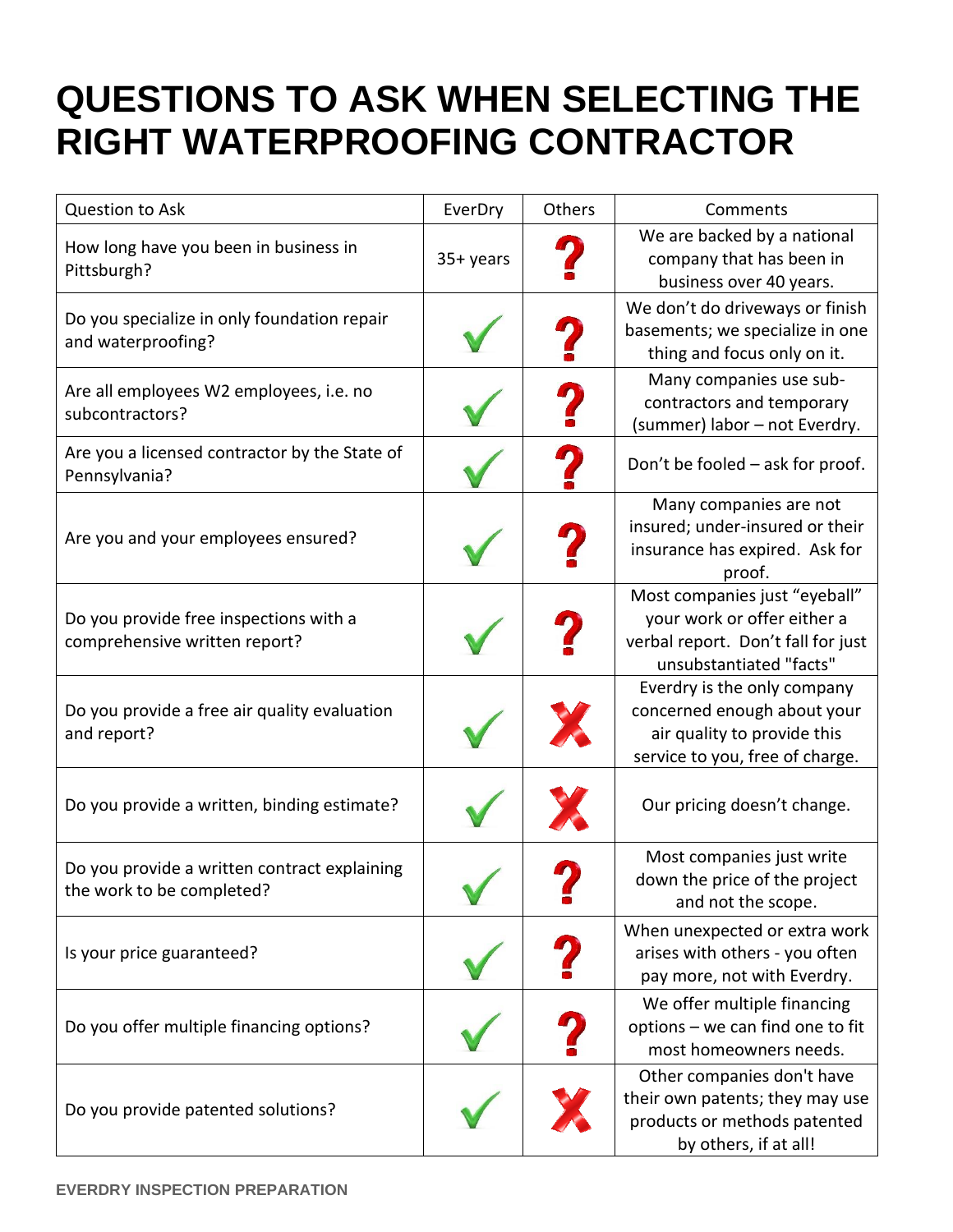# QUESTIONS TO ASK WHEN SELECTING THE RIGHT WATERPROOFING CONTRACTOR

| Question to Ask | EverDry | Others | Comments |
|---|---|---|---|
| How long have you been in business in Pittsburgh? | 35+ years | ? | We are backed by a national company that has been in business over 40 years. |
| Do you specialize in only foundation repair and waterproofing? | ✓ | ? | We don't do driveways or finish basements; we specialize in one thing and focus only on it. |
| Are all employees W2 employees, i.e. no subcontractors? | ✓ | ? | Many companies use sub-contractors and temporary (summer) labor – not Everdry. |
| Are you a licensed contractor by the State of Pennsylvania? | ✓ | ? | Don't be fooled – ask for proof. |
| Are you and your employees ensured? | ✓ | ? | Many companies are not insured; under-insured or their insurance has expired. Ask for proof. |
| Do you provide free inspections with a comprehensive written report? | ✓ | ? | Most companies just "eyeball" your work or offer either a verbal report. Don't fall for just unsubstantiated "facts" |
| Do you provide a free air quality evaluation and report? | ✓ | ✗ | Everdry is the only company concerned enough about your air quality to provide this service to you, free of charge. |
| Do you provide a written, binding estimate? | ✓ | ✗ | Our pricing doesn't change. |
| Do you provide a written contract explaining the work to be completed? | ✓ | ? | Most companies just write down the price of the project and not the scope. |
| Is your price guaranteed? | ✓ | ? | When unexpected or extra work arises with others - you often pay more, not with Everdry. |
| Do you offer multiple financing options? | ✓ | ? | We offer multiple financing options – we can find one to fit most homeowners needs. |
| Do you provide patented solutions? | ✓ | ✗ | Other companies don't have their own patents; they may use products or methods patented by others, if at all! |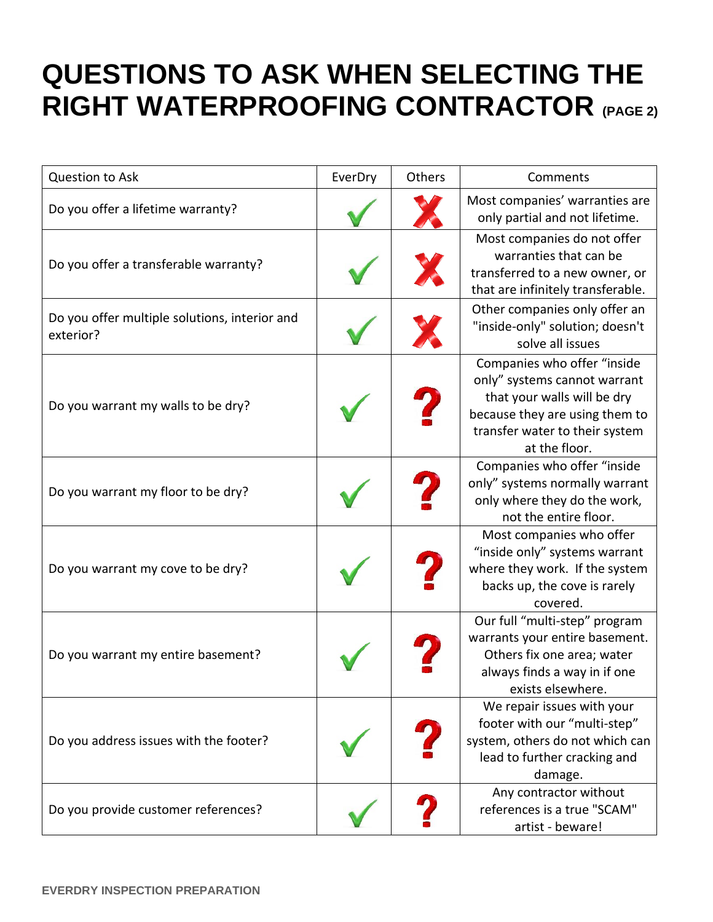# QUESTIONS TO ASK WHEN SELECTING THE RIGHT WATERPROOFING CONTRACTOR (PAGE 2)

| Question to Ask | EverDry | Others | Comments |
| --- | --- | --- | --- |
| Do you offer a lifetime warranty? | ✓ | ✗ | Most companies' warranties are only partial and not lifetime. |
| Do you offer a transferable warranty? | ✓ | ✗ | Most companies do not offer warranties that can be transferred to a new owner, or that are infinitely transferable. |
| Do you offer multiple solutions, interior and exterior? | ✓ | ✗ | Other companies only offer an "inside-only" solution; doesn't solve all issues |
| Do you warrant my walls to be dry? | ✓ | ? | Companies who offer "inside only" systems cannot warrant that your walls will be dry because they are using them to transfer water to their system at the floor. |
| Do you warrant my floor to be dry? | ✓ | ? | Companies who offer "inside only" systems normally warrant only where they do the work, not the entire floor. |
| Do you warrant my cove to be dry? | ✓ | ? | Most companies who offer "inside only" systems warrant where they work. If the system backs up, the cove is rarely covered. |
| Do you warrant my entire basement? | ✓ | ? | Our full "multi-step" program warrants your entire basement. Others fix one area; water always finds a way in if one exists elsewhere. |
| Do you address issues with the footer? | ✓ | ? | We repair issues with your footer with our "multi-step" system, others do not which can lead to further cracking and damage. |
| Do you provide customer references? | ✓ | ? | Any contractor without references is a true "SCAM" artist - beware! |